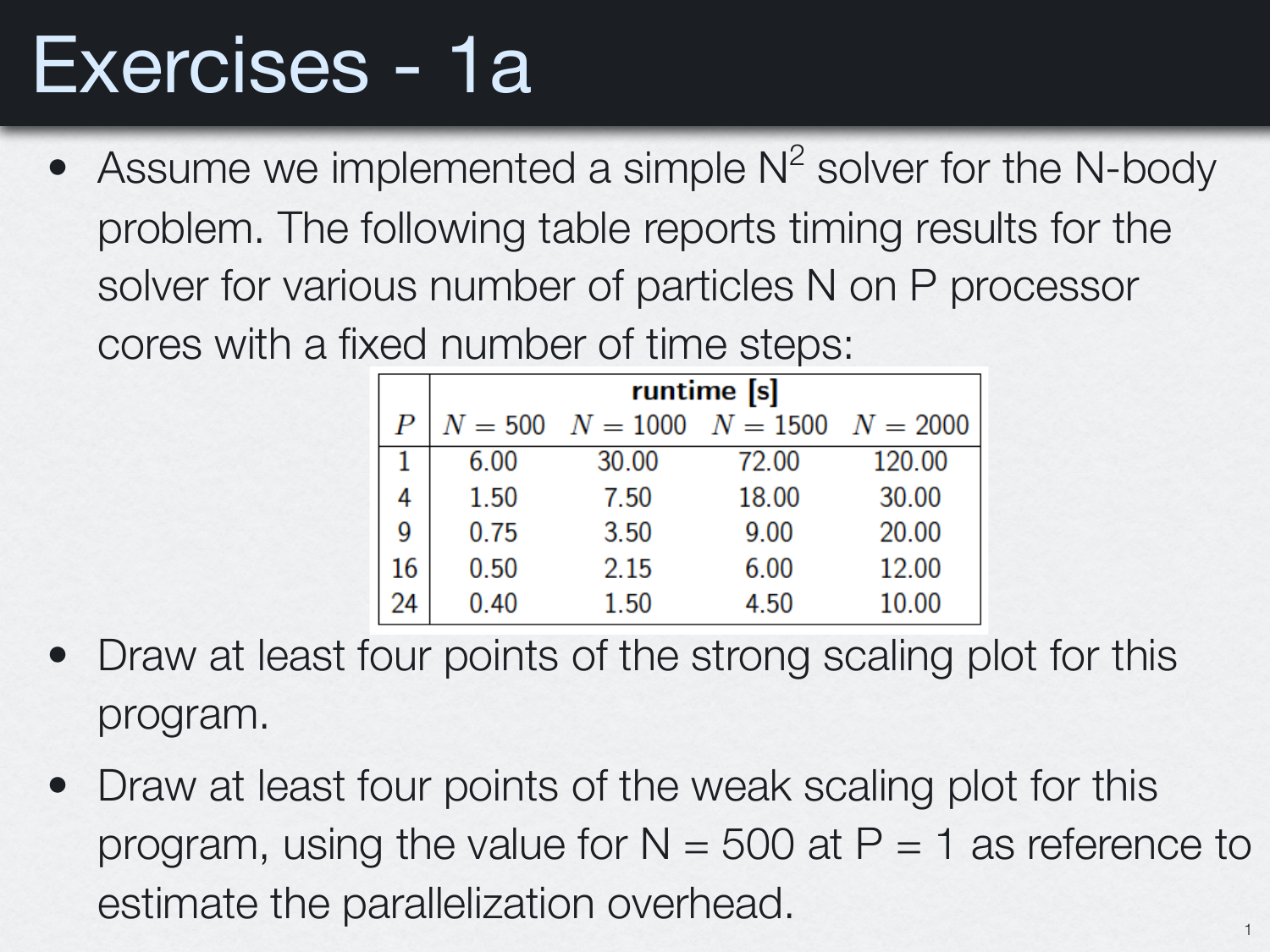# Exercises - 1a

- Assume we implemented a simple $N^2$ solver for the N-body problem. The following table reports timing results for the solver for various number of particles N on P processor cores with a fixed number of time steps:

| | **runtime [s]** | | | |
|---|---|---|---|---|
| $P$ | $N = 500$ | $N = 1000$ | $N = 1500$ | $N = 2000$ |
| 1 | 6.00 | 30.00 | 72.00 | 120.00 |
| 4 | 1.50 | 7.50 | 18.00 | 30.00 |
| 9 | 0.75 | 3.50 | 9.00 | 20.00 |
| 16 | 0.50 | 2.15 | 6.00 | 12.00 |
| 24 | 0.40 | 1.50 | 4.50 | 10.00 |

- Draw at least four points of the strong scaling plot for this program.
- Draw at least four points of the weak scaling plot for this program, using the value for N = 500 at P = 1 as reference to estimate the parallelization overhead.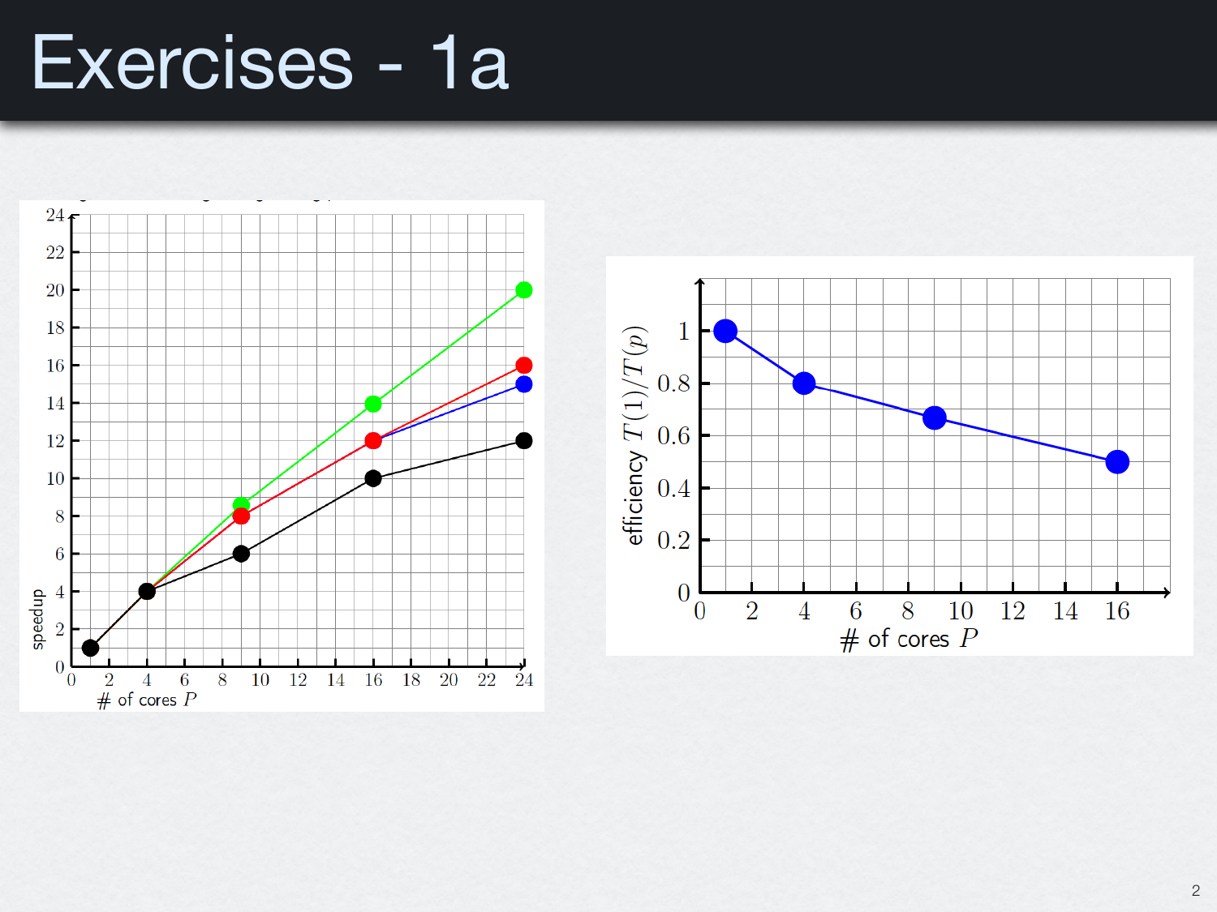# Exercises - 1a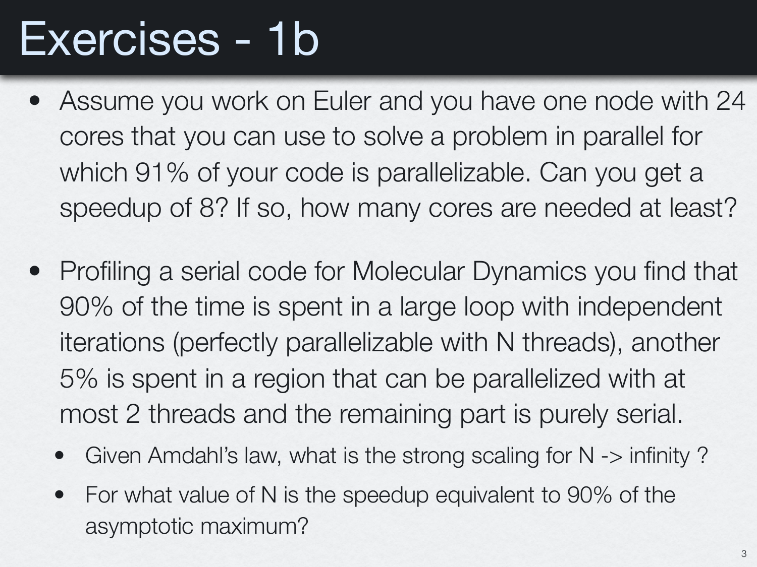# Exercises - 1b

- Assume you work on Euler and you have one node with 24 cores that you can use to solve a problem in parallel for which 91% of your code is parallelizable. Can you get a speedup of 8? If so, how many cores are needed at least?

- Profiling a serial code for Molecular Dynamics you find that 90% of the time is spent in a large loop with independent iterations (perfectly parallelizable with N threads), another 5% is spent in a region that can be parallelized with at most 2 threads and the remaining part is purely serial.
  - Given Amdahl's law, what is the strong scaling for N -> infinity ?
  - For what value of N is the speedup equivalent to 90% of the asymptotic maximum?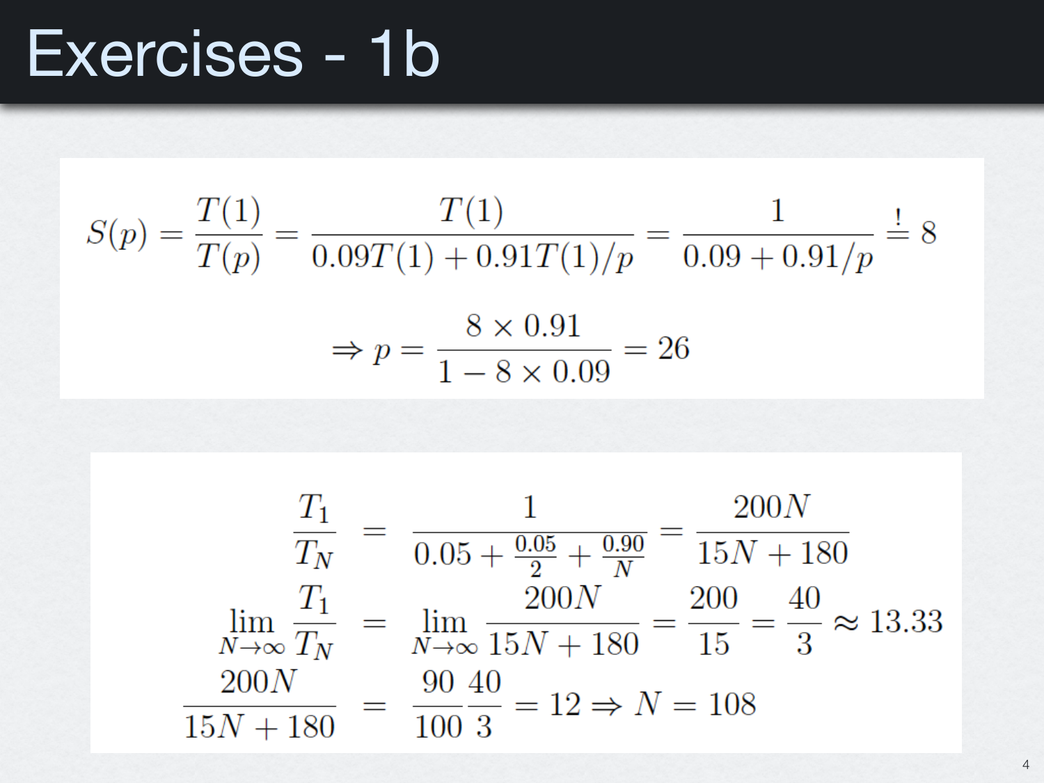# Exercises - 1b

$$S(p) = \frac{T(1)}{T(p)} = \frac{T(1)}{0.09T(1) + 0.91T(1)/p} = \frac{1}{0.09 + 0.91/p} \stackrel{!}{=} 8$$

$$\Rightarrow p = \frac{8 \times 0.91}{1 - 8 \times 0.09} = 26$$

$$\frac{T_1}{T_N} = \frac{1}{0.05 + \frac{0.05}{2} + \frac{0.90}{N}} = \frac{200N}{15N + 180}$$

$$\lim_{N \to \infty} \frac{T_1}{T_N} = \lim_{N \to \infty} \frac{200N}{15N + 180} = \frac{200}{15} = \frac{40}{3} \approx 13.33$$

$$\frac{200N}{15N + 180} = \frac{90}{100} \frac{40}{3} = 12 \Rightarrow N = 108$$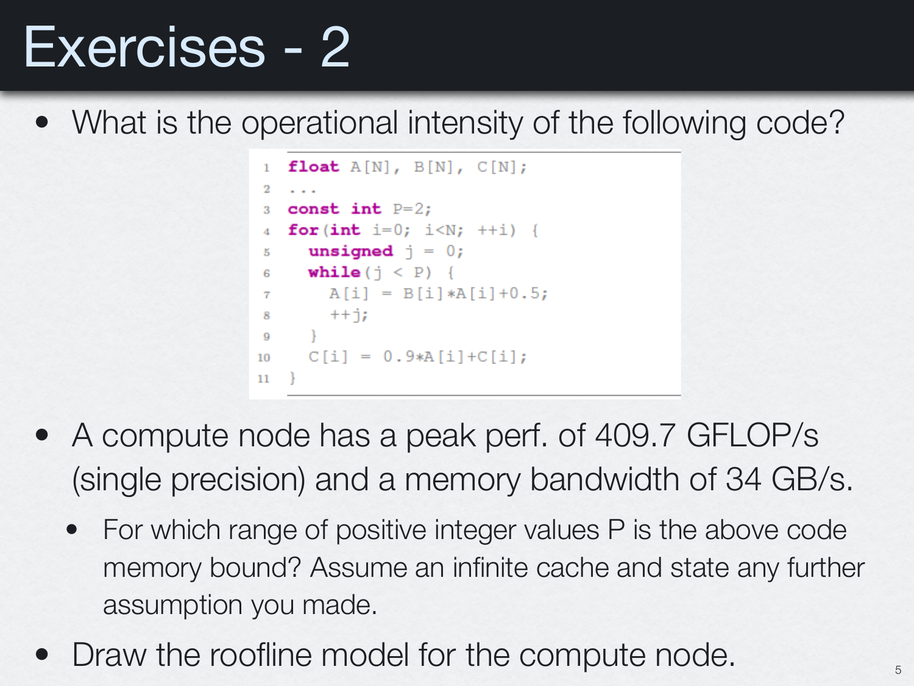# Exercises - 2

- What is the operational intensity of the following code?

```
1  float A[N], B[N], C[N];
2  ...
3  const int P=2;
4  for(int i=0; i<N; ++i) {
5    unsigned j = 0;
6    while(j < P) {
7      A[i] = B[i]*A[i]+0.5;
8      ++j;
9    }
10   C[i] = 0.9*A[i]+C[i];
11 }
```

- A compute node has a peak perf. of 409.7 GFLOP/s (single precision) and a memory bandwidth of 34 GB/s.
  - For which range of positive integer values P is the above code memory bound? Assume an infinite cache and state any further assumption you made.
- Draw the roofline model for the compute node.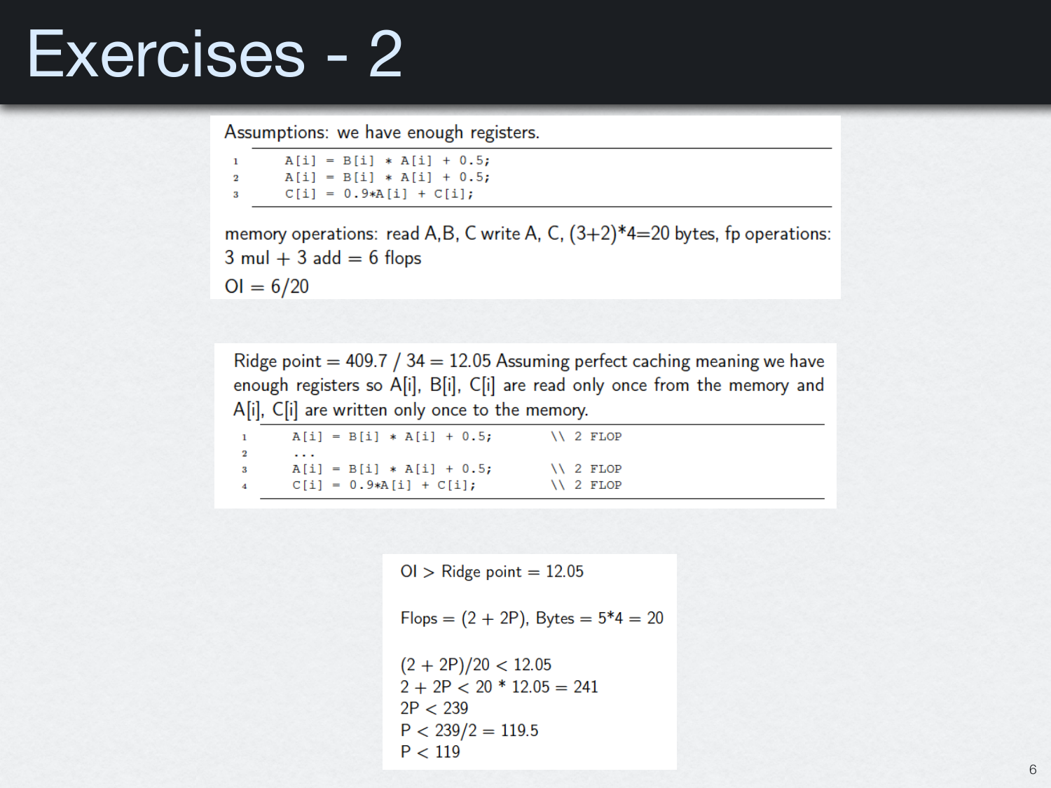# Exercises - 2

Assumptions: we have enough registers.

```
1     A[i] = B[i] * A[i] + 0.5;
2     A[i] = B[i] * A[i] + 0.5;
3     C[i] = 0.9*A[i] + C[i];
```

memory operations: read A,B, C write A, C, (3+2)*4=20 bytes, fp operations: 3 mul + 3 add = 6 flops

OI = 6/20

Ridge point = 409.7 / 34 = 12.05 Assuming perfect caching meaning we have enough registers so A[i], B[i], C[i] are read only once from the memory and A[i], C[i] are written only once to the memory.

```
1     A[i] = B[i] * A[i] + 0.5;        \\ 2 FLOP
2     ...
3     A[i] = B[i] * A[i] + 0.5;        \\ 2 FLOP
4     C[i] = 0.9*A[i] + C[i];          \\ 2 FLOP
```

OI > Ridge point = 12.05

Flops = (2 + 2P), Bytes = 5*4 = 20

$(2 + 2P)/20 < 12.05$
$2 + 2P < 20 * 12.05 = 241$
$2P < 239$
$P < 239/2 = 119.5$
$P < 119$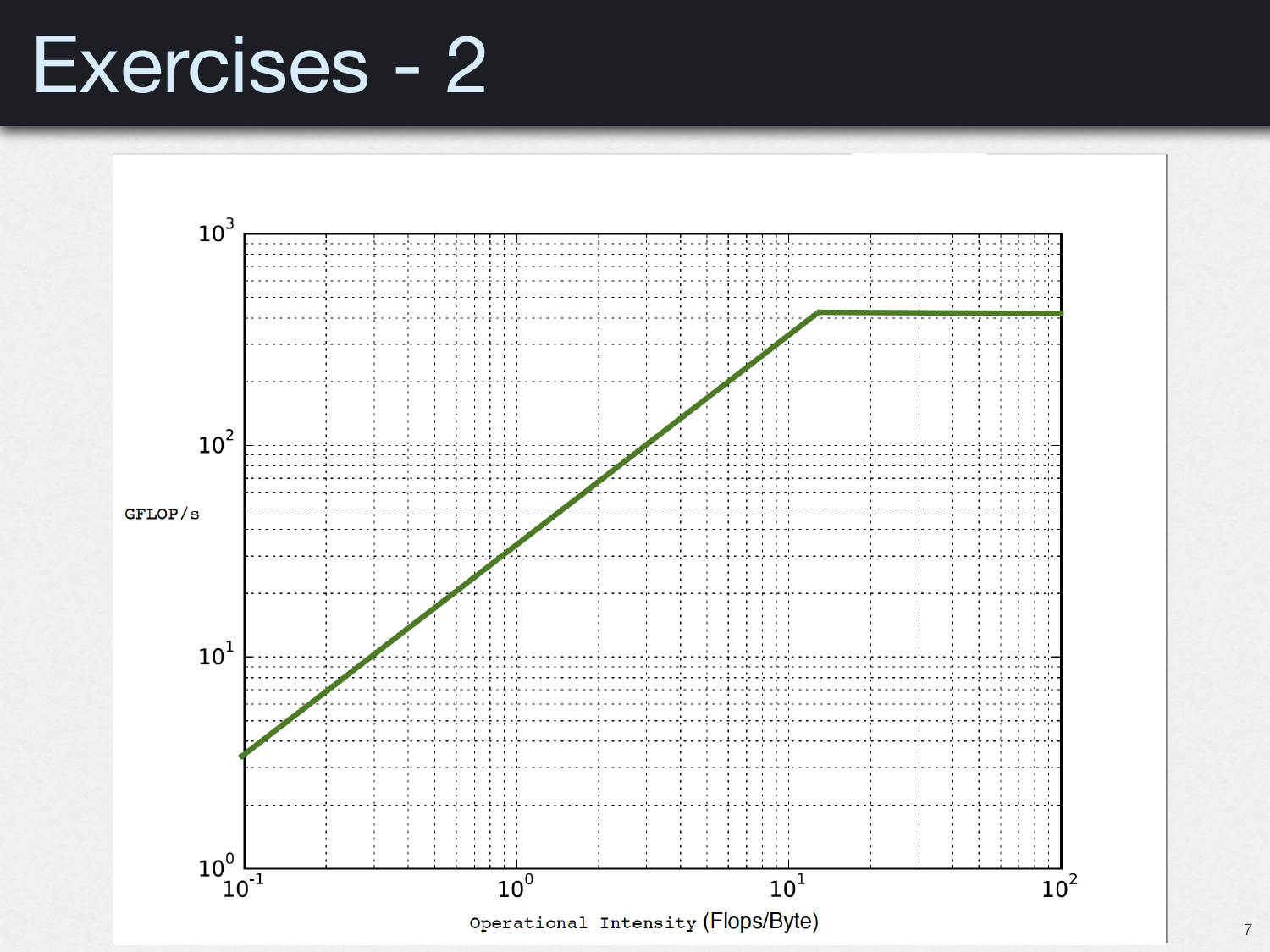# Exercises - 2

$10^3$

$10^2$

GFLOP/s

$10^1$

$10^0$

$10^{-1}$ $10^0$ $10^1$ $10^2$

Operational Intensity (Flops/Byte)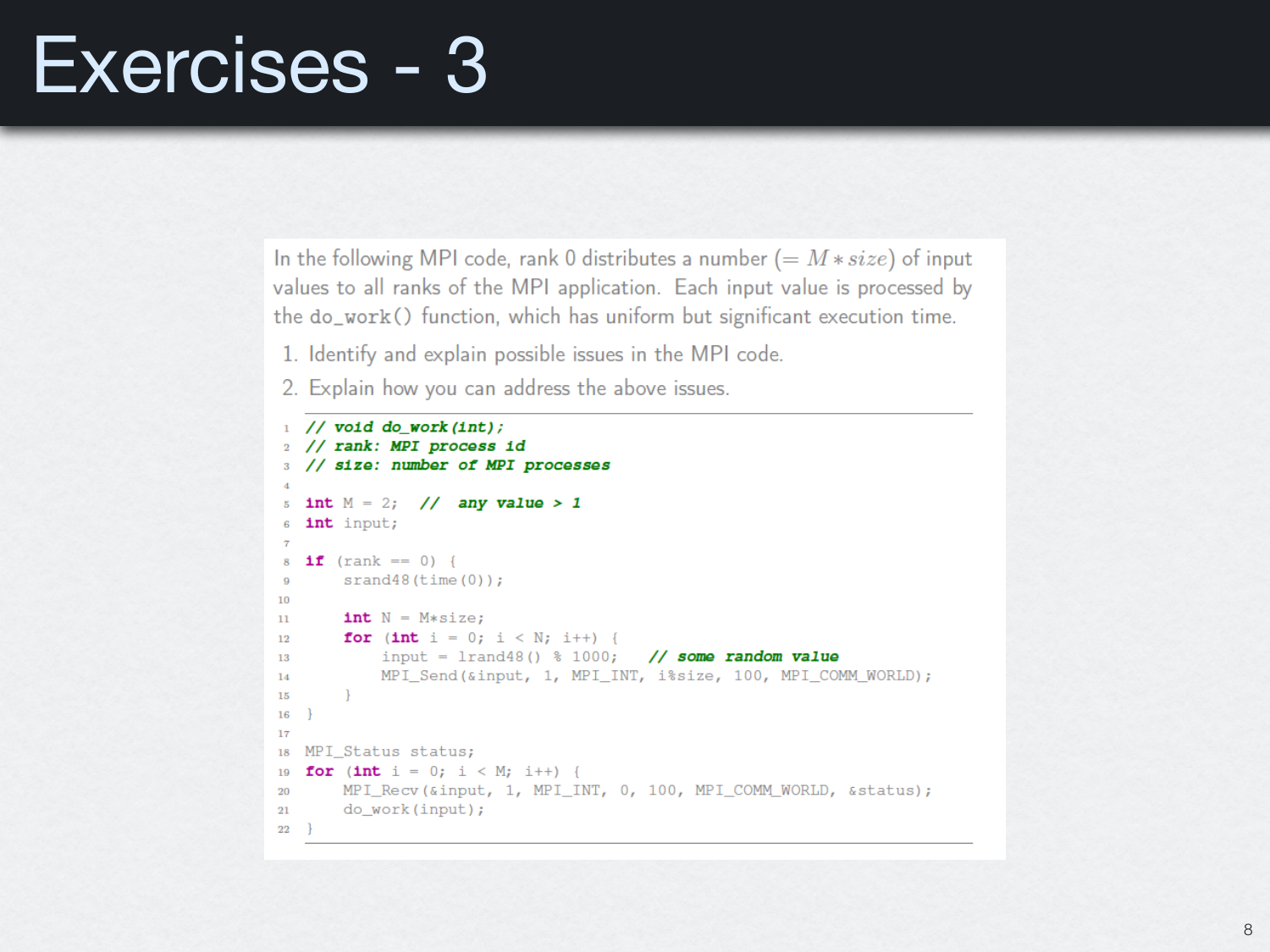# Exercises - 3

In the following MPI code, rank 0 distributes a number ($= M * size$) of input values to all ranks of the MPI application. Each input value is processed by the do_work() function, which has uniform but significant execution time.

1. Identify and explain possible issues in the MPI code.
2. Explain how you can address the above issues.

```
// void do_work(int);
// rank: MPI process id
// size: number of MPI processes

int M = 2;  //  any value > 1
int input;

if (rank == 0) {
    srand48(time(0));

    int N = M*size;
    for (int i = 0; i < N; i++) {
        input = lrand48() % 1000;   // some random value
        MPI_Send(&input, 1, MPI_INT, i%size, 100, MPI_COMM_WORLD);
    }
}

MPI_Status status;
for (int i = 0; i < M; i++) {
    MPI_Recv(&input, 1, MPI_INT, 0, 100, MPI_COMM_WORLD, &status);
    do_work(input);
}
```